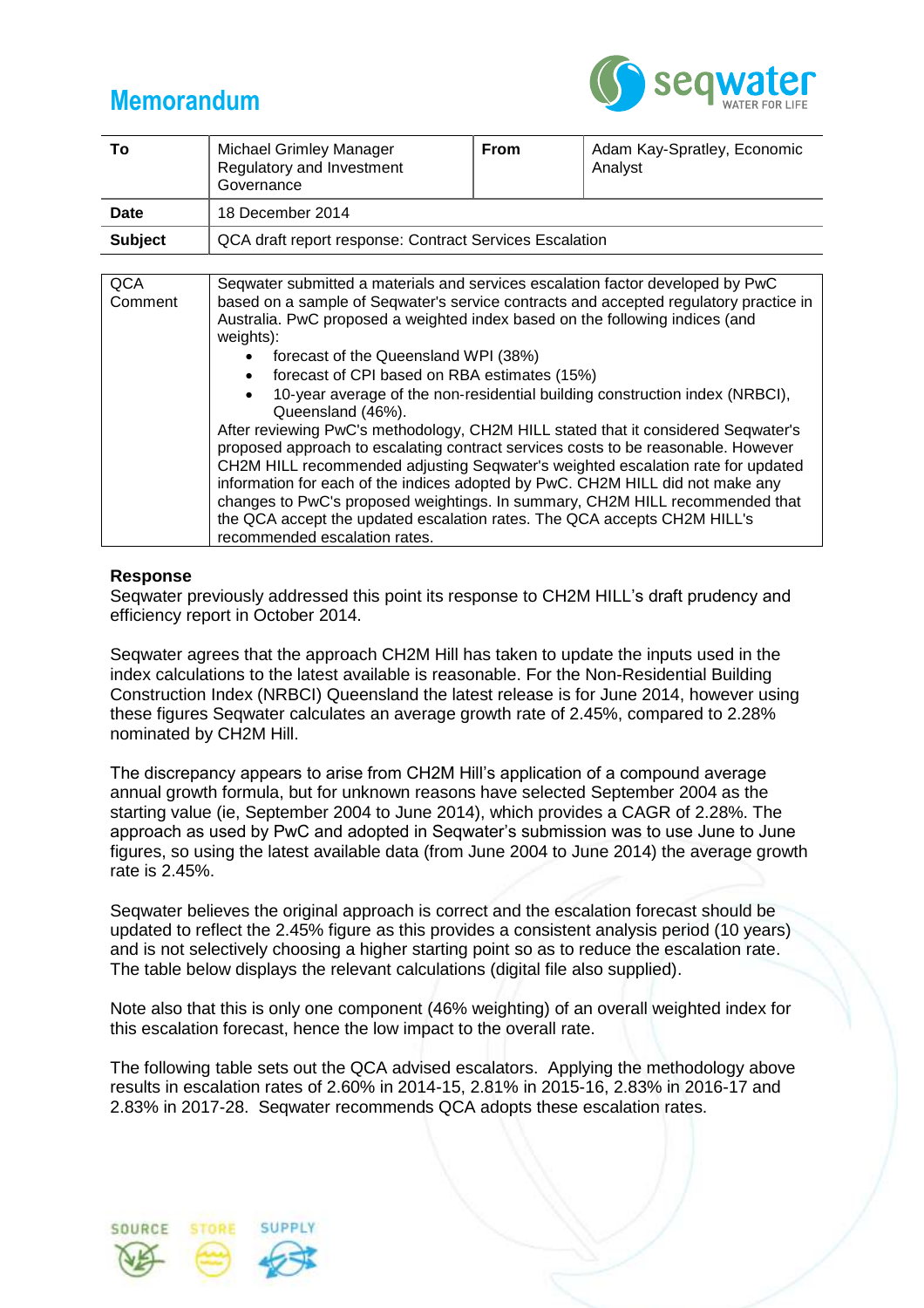# Memorandum

| To | Michael Grimley Manager Regulatory and Investment Governance | From | Adam Kay-Spratley, Economic Analyst |
|---|---|---|---|
| Date | 18 December 2014 | | |
| Subject | QCA draft report response: Contract Services Escalation | | |

| QCA Comment | Seqwater submitted a materials and services escalation factor developed by PwC based on a sample of Seqwater's service contracts and accepted regulatory practice in Australia. PwC proposed a weighted index based on the following indices (and weights): • forecast of the Queensland WPI (38%) • forecast of CPI based on RBA estimates (15%) • 10-year average of the non-residential building construction index (NRBCI), Queensland (46%). After reviewing PwC's methodology, CH2M HILL stated that it considered Seqwater's proposed approach to escalating contract services costs to be reasonable. However CH2M HILL recommended adjusting Seqwater's weighted escalation rate for updated information for each of the indices adopted by PwC. CH2M HILL did not make any changes to PwC's proposed weightings. In summary, CH2M HILL recommended that the QCA accept the updated escalation rates. The QCA accepts CH2M HILL's recommended escalation rates. |
|---|---|

**Response**

Seqwater previously addressed this point its response to CH2M HILL's draft prudency and efficiency report in October 2014.

Seqwater agrees that the approach CH2M Hill has taken to update the inputs used in the index calculations to the latest available is reasonable. For the Non-Residential Building Construction Index (NRBCI) Queensland the latest release is for June 2014, however using these figures Seqwater calculates an average growth rate of 2.45%, compared to 2.28% nominated by CH2M Hill.

The discrepancy appears to arise from CH2M Hill's application of a compound average annual growth formula, but for unknown reasons have selected September 2004 as the starting value (ie, September 2004 to June 2014), which provides a CAGR of 2.28%. The approach as used by PwC and adopted in Seqwater's submission was to use June to June figures, so using the latest available data (from June 2004 to June 2014) the average growth rate is 2.45%.

Seqwater believes the original approach is correct and the escalation forecast should be updated to reflect the 2.45% figure as this provides a consistent analysis period (10 years) and is not selectively choosing a higher starting point so as to reduce the escalation rate. The table below displays the relevant calculations (digital file also supplied).

Note also that this is only one component (46% weighting) of an overall weighted index for this escalation forecast, hence the low impact to the overall rate.

The following table sets out the QCA advised escalators. Applying the methodology above results in escalation rates of 2.60% in 2014-15, 2.81% in 2015-16, 2.83% in 2016-17 and 2.83% in 2017-28. Seqwater recommends QCA adopts these escalation rates.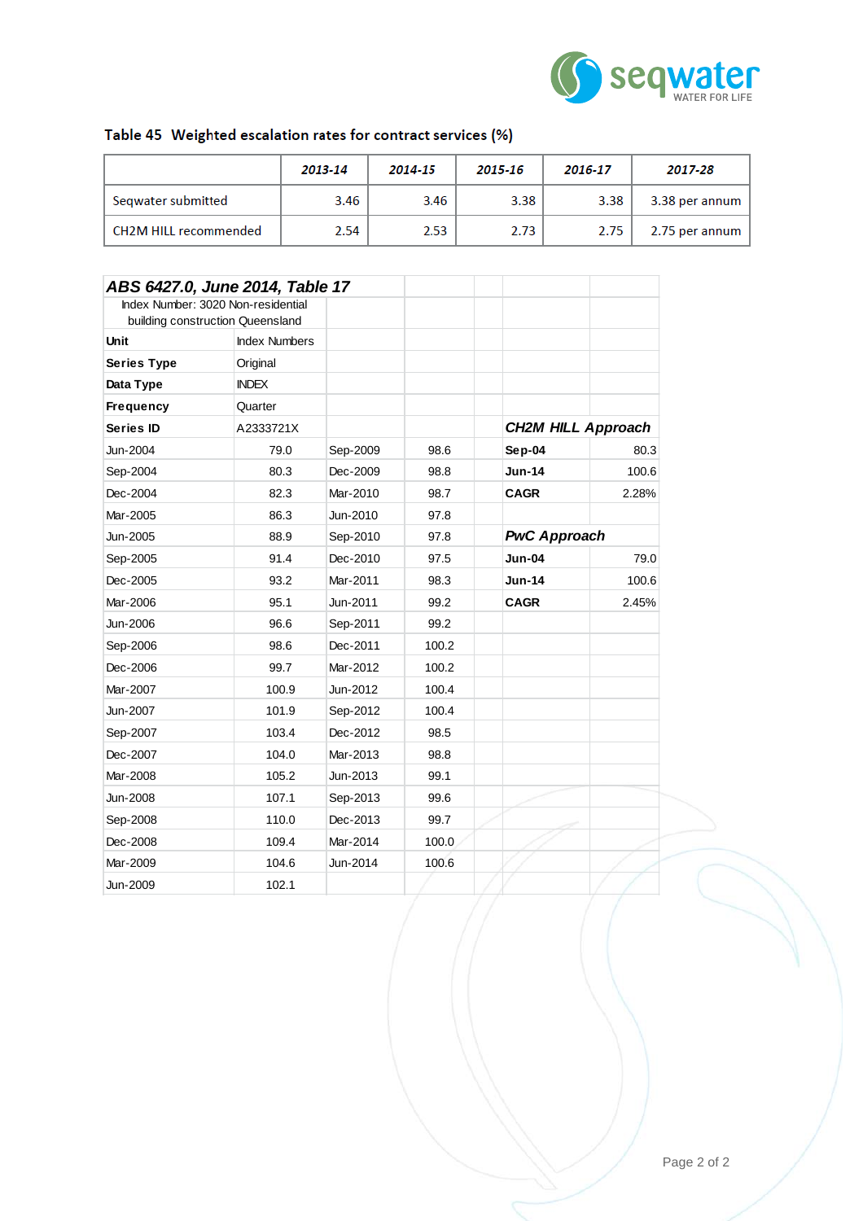Table 45 Weighted escalation rates for contract services (%)

| | 2013-14 | 2014-15 | 2015-16 | 2016-17 | 2017-28 |
|---|---|---|---|---|---|
| Seqwater submitted | 3.46 | 3.46 | 3.38 | 3.38 | 3.38 per annum |
| CH2M HILL recommended | 2.54 | 2.53 | 2.73 | 2.75 | 2.75 per annum |

| ***ABS 6427.0, June 2014, Table 17*** | | | | | |
|---|---|---|---|---|---|
| Index Number: 3020 Non-residential building construction Queensland | | | | | |
| **Unit** | Index Numbers | | | | |
| **Series Type** | Original | | | | |
| **Data Type** | INDEX | | | | |
| **Frequency** | Quarter | | | | |
| **Series ID** | A2333721X | | | ***CH2M HILL Approach*** | |
| Jun-2004 | 79.0 | Sep-2009 | 98.6 | **Sep-04** | 80.3 |
| Sep-2004 | 80.3 | Dec-2009 | 98.8 | **Jun-14** | 100.6 |
| Dec-2004 | 82.3 | Mar-2010 | 98.7 | **CAGR** | 2.28% |
| Mar-2005 | 86.3 | Jun-2010 | 97.8 | | |
| Jun-2005 | 88.9 | Sep-2010 | 97.8 | ***PwC Approach*** | |
| Sep-2005 | 91.4 | Dec-2010 | 97.5 | **Jun-04** | 79.0 |
| Dec-2005 | 93.2 | Mar-2011 | 98.3 | **Jun-14** | 100.6 |
| Mar-2006 | 95.1 | Jun-2011 | 99.2 | **CAGR** | 2.45% |
| Jun-2006 | 96.6 | Sep-2011 | 99.2 | | |
| Sep-2006 | 98.6 | Dec-2011 | 100.2 | | |
| Dec-2006 | 99.7 | Mar-2012 | 100.2 | | |
| Mar-2007 | 100.9 | Jun-2012 | 100.4 | | |
| Jun-2007 | 101.9 | Sep-2012 | 100.4 | | |
| Sep-2007 | 103.4 | Dec-2012 | 98.5 | | |
| Dec-2007 | 104.0 | Mar-2013 | 98.8 | | |
| Mar-2008 | 105.2 | Jun-2013 | 99.1 | | |
| Jun-2008 | 107.1 | Sep-2013 | 99.6 | | |
| Sep-2008 | 110.0 | Dec-2013 | 99.7 | | |
| Dec-2008 | 109.4 | Mar-2014 | 100.0 | | |
| Mar-2009 | 104.6 | Jun-2014 | 100.6 | | |
| Jun-2009 | 102.1 | | | | |